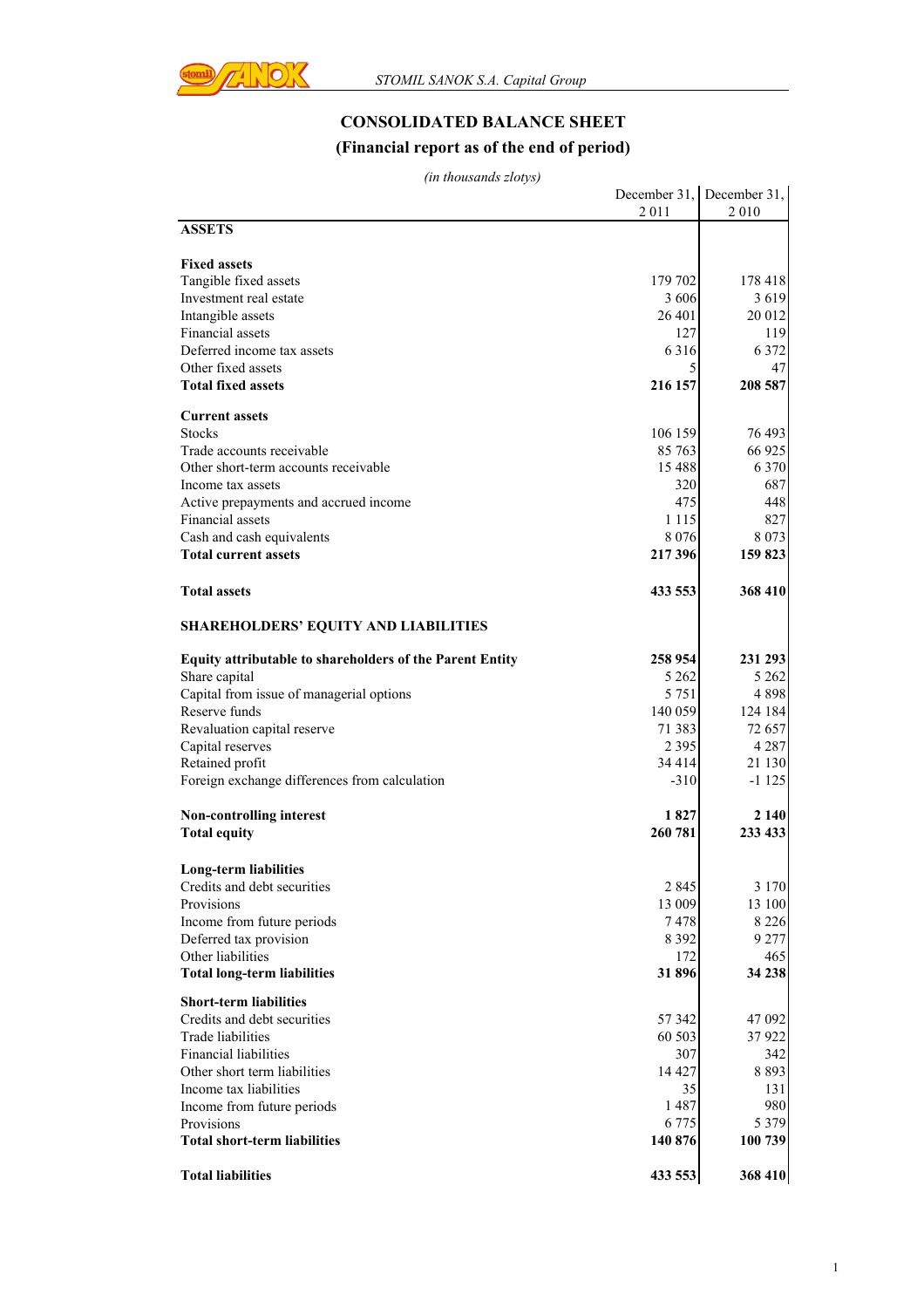# CONSOLIDATED BALANCE SHEET

## (Financial report as of the end of period)

*(in thousands zlotys)*

| | December 31, 2 011 | December 31, 2 010 |
|---|---|---|
| **ASSETS** | | |
| | | |
| **Fixed assets** | | |
| Tangible fixed assets | 179 702 | 178 418 |
| Investment real estate | 3 606 | 3 619 |
| Intangible assets | 26 401 | 20 012 |
| Financial assets | 127 | 119 |
| Deferred income tax assets | 6 316 | 6 372 |
| Other fixed assets | 5 | 47 |
| **Total fixed assets** | **216 157** | **208 587** |
| | | |
| **Current assets** | | |
| Stocks | 106 159 | 76 493 |
| Trade accounts receivable | 85 763 | 66 925 |
| Other short-term accounts receivable | 15 488 | 6 370 |
| Income tax assets | 320 | 687 |
| Active prepayments and accrued income | 475 | 448 |
| Financial assets | 1 115 | 827 |
| Cash and cash equivalents | 8 076 | 8 073 |
| **Total current assets** | **217 396** | **159 823** |
| | | |
| **Total assets** | **433 553** | **368 410** |
| | | |
| **SHAREHOLDERS' EQUITY AND LIABILITIES** | | |
| | | |
| **Equity attributable to shareholders of the Parent Entity** | **258 954** | **231 293** |
| Share capital | 5 262 | 5 262 |
| Capital from issue of managerial options | 5 751 | 4 898 |
| Reserve funds | 140 059 | 124 184 |
| Revaluation capital reserve | 71 383 | 72 657 |
| Capital reserves | 2 395 | 4 287 |
| Retained profit | 34 414 | 21 130 |
| Foreign exchange differences from calculation | -310 | -1 125 |
| | | |
| **Non-controlling interest** | **1 827** | **2 140** |
| **Total equity** | **260 781** | **233 433** |
| | | |
| **Long-term liabilities** | | |
| Credits and debt securities | 2 845 | 3 170 |
| Provisions | 13 009 | 13 100 |
| Income from future periods | 7 478 | 8 226 |
| Deferred tax provision | 8 392 | 9 277 |
| Other liabilities | 172 | 465 |
| **Total long-term liabilities** | **31 896** | **34 238** |
| | | |
| **Short-term liabilities** | | |
| Credits and debt securities | 57 342 | 47 092 |
| Trade liabilities | 60 503 | 37 922 |
| Financial liabilities | 307 | 342 |
| Other short term liabilities | 14 427 | 8 893 |
| Income tax liabilities | 35 | 131 |
| Income from future periods | 1 487 | 980 |
| Provisions | 6 775 | 5 379 |
| **Total short-term liabilities** | **140 876** | **100 739** |
| | | |
| **Total liabilities** | **433 553** | **368 410** |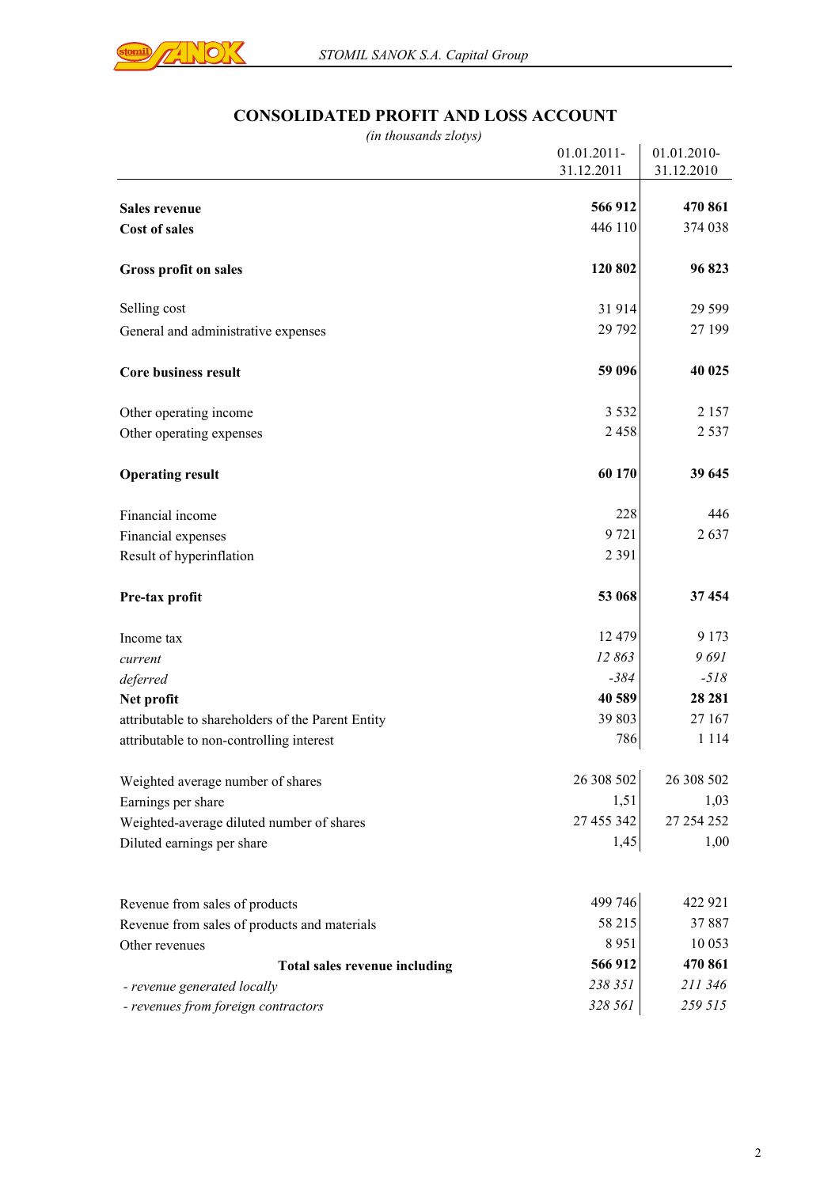## CONSOLIDATED PROFIT AND LOSS ACCOUNT

*(in thousands zlotys)*

| | 01.01.2011-31.12.2011 | 01.01.2010-31.12.2010 |
|---|---|---|
| **Sales revenue** | **566 912** | **470 861** |
| **Cost of sales** | 446 110 | 374 038 |
| **Gross profit on sales** | **120 802** | **96 823** |
| Selling cost | 31 914 | 29 599 |
| General and administrative expenses | 29 792 | 27 199 |
| **Core business result** | **59 096** | **40 025** |
| Other operating income | 3 532 | 2 157 |
| Other operating expenses | 2 458 | 2 537 |
| **Operating result** | **60 170** | **39 645** |
| Financial income | 228 | 446 |
| Financial expenses | 9 721 | 2 637 |
| Result of hyperinflation | 2 391 | |
| **Pre-tax profit** | **53 068** | **37 454** |
| Income tax | 12 479 | 9 173 |
| *current* | *12 863* | *9 691* |
| *deferred* | *-384* | *-518* |
| **Net profit** | **40 589** | **28 281** |
| attributable to shareholders of the Parent Entity | 39 803 | 27 167 |
| attributable to non-controlling interest | 786 | 1 114 |
| Weighted average number of shares | 26 308 502 | 26 308 502 |
| Earnings per share | 1,51 | 1,03 |
| Weighted-average diluted number of shares | 27 455 342 | 27 254 252 |
| Diluted earnings per share | 1,45 | 1,00 |
| Revenue from sales of products | 499 746 | 422 921 |
| Revenue from sales of products and materials | 58 215 | 37 887 |
| Other revenues | 8 951 | 10 053 |
| **Total sales revenue including** | **566 912** | **470 861** |
| *- revenue generated locally* | *238 351* | *211 346* |
| *- revenues from foreign contractors* | *328 561* | *259 515* |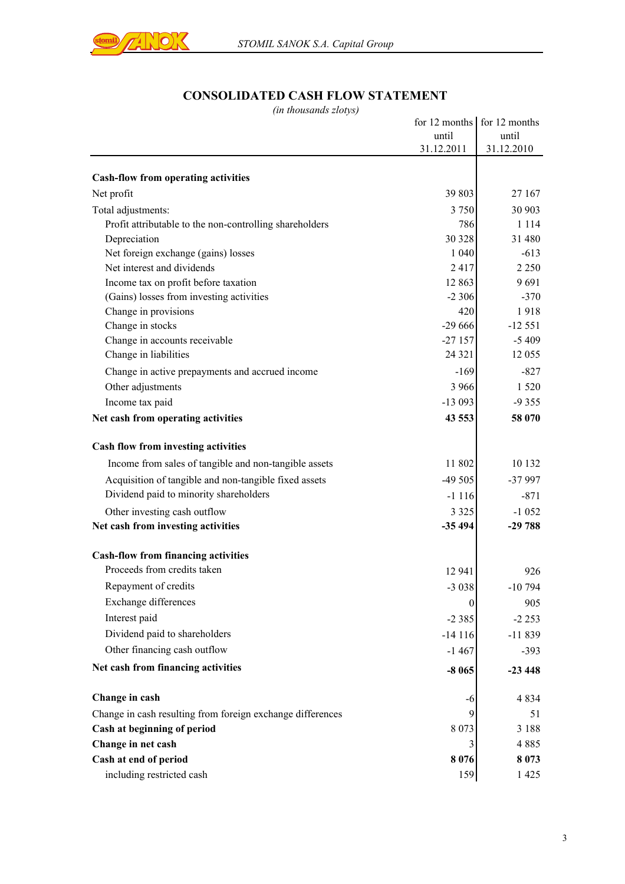# CONSOLIDATED CASH FLOW STATEMENT

*(in thousands zlotys)*

| | for 12 months until 31.12.2011 | for 12 months until 31.12.2010 |
|---|---|---|
| **Cash-flow from operating activities** | | |
| Net profit | 39 803 | 27 167 |
| Total adjustments: | 3 750 | 30 903 |
| Profit attributable to the non-controlling shareholders | 786 | 1 114 |
| Depreciation | 30 328 | 31 480 |
| Net foreign exchange (gains) losses | 1 040 | -613 |
| Net interest and dividends | 2 417 | 2 250 |
| Income tax on profit before taxation | 12 863 | 9 691 |
| (Gains) losses from investing activities | -2 306 | -370 |
| Change in provisions | 420 | 1 918 |
| Change in stocks | -29 666 | -12 551 |
| Change in accounts receivable | -27 157 | -5 409 |
| Change in liabilities | 24 321 | 12 055 |
| Change in active prepayments and accrued income | -169 | -827 |
| Other adjustments | 3 966 | 1 520 |
| Income tax paid | -13 093 | -9 355 |
| **Net cash from operating activities** | **43 553** | **58 070** |
| **Cash flow from investing activities** | | |
| Income from sales of tangible and non-tangible assets | 11 802 | 10 132 |
| Acquisition of tangible and non-tangible fixed assets | -49 505 | -37 997 |
| Dividend paid to minority shareholders | -1 116 | -871 |
| Other investing cash outflow | 3 325 | -1 052 |
| **Net cash from investing activities** | **-35 494** | **-29 788** |
| **Cash-flow from financing activities** | | |
| Proceeds from credits taken | 12 941 | 926 |
| Repayment of credits | -3 038 | -10 794 |
| Exchange differences | 0 | 905 |
| Interest paid | -2 385 | -2 253 |
| Dividend paid to shareholders | -14 116 | -11 839 |
| Other financing cash outflow | -1 467 | -393 |
| **Net cash from financing activities** | **-8 065** | **-23 448** |
| **Change in cash** | -6 | 4 834 |
| Change in cash resulting from foreign exchange differences | 9 | 51 |
| **Cash at beginning of period** | 8 073 | 3 188 |
| **Change in net cash** | 3 | 4 885 |
| **Cash at end of period** | **8 076** | **8 073** |
| including restricted cash | 159 | 1 425 |